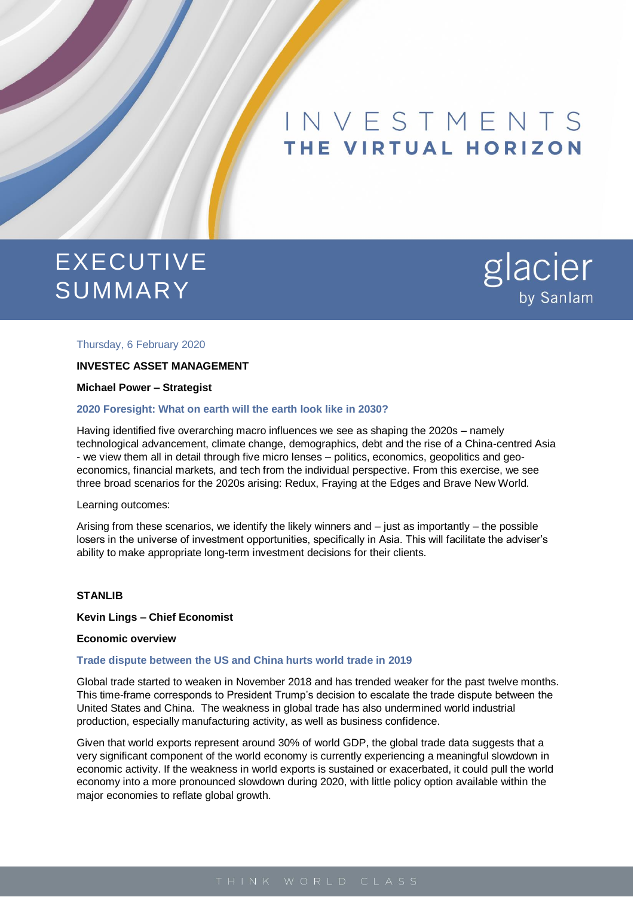# INVESTMENTS
## THE VIRTUAL HORIZON

# EXECUTIVE SUMMARY

glacier by Sanlam

Thursday, 6 February 2020

**INVESTEC ASSET MANAGEMENT**

**Michael Power – Strategist**

### 2020 Foresight: What on earth will the earth look like in 2030?

Having identified five overarching macro influences we see as shaping the 2020s – namely technological advancement, climate change, demographics, debt and the rise of a China-centred Asia - we view them all in detail through five micro lenses – politics, economics, geopolitics and geo-economics, financial markets, and tech from the individual perspective. From this exercise, we see three broad scenarios for the 2020s arising: Redux, Fraying at the Edges and Brave New World.

Learning outcomes:

Arising from these scenarios, we identify the likely winners and – just as importantly – the possible losers in the universe of investment opportunities, specifically in Asia. This will facilitate the adviser's ability to make appropriate long-term investment decisions for their clients.

**STANLIB**

**Kevin Lings – Chief Economist**

**Economic overview**

### Trade dispute between the US and China hurts world trade in 2019

Global trade started to weaken in November 2018 and has trended weaker for the past twelve months. This time-frame corresponds to President Trump's decision to escalate the trade dispute between the United States and China. The weakness in global trade has also undermined world industrial production, especially manufacturing activity, as well as business confidence.

Given that world exports represent around 30% of world GDP, the global trade data suggests that a very significant component of the world economy is currently experiencing a meaningful slowdown in economic activity. If the weakness in world exports is sustained or exacerbated, it could pull the world economy into a more pronounced slowdown during 2020, with little policy option available within the major economies to reflate global growth.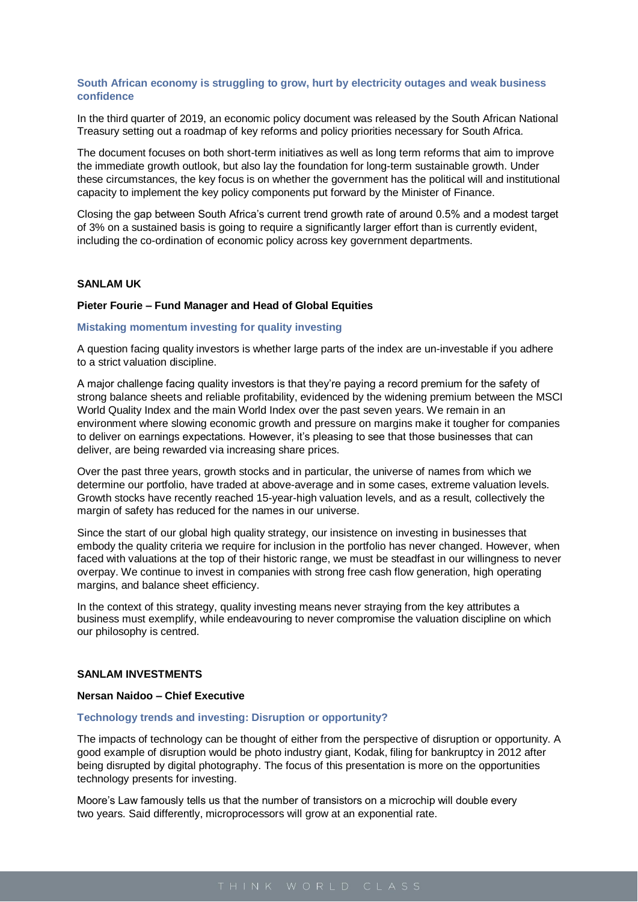### South African economy is struggling to grow, hurt by electricity outages and weak business confidence

In the third quarter of 2019, an economic policy document was released by the South African National Treasury setting out a roadmap of key reforms and policy priorities necessary for South Africa.

The document focuses on both short-term initiatives as well as long term reforms that aim to improve the immediate growth outlook, but also lay the foundation for long-term sustainable growth. Under these circumstances, the key focus is on whether the government has the political will and institutional capacity to implement the key policy components put forward by the Minister of Finance.

Closing the gap between South Africa's current trend growth rate of around 0.5% and a modest target of 3% on a sustained basis is going to require a significantly larger effort than is currently evident, including the co-ordination of economic policy across key government departments.

## SANLAM UK

**Pieter Fourie – Fund Manager and Head of Global Equities**

### Mistaking momentum investing for quality investing

A question facing quality investors is whether large parts of the index are un-investable if you adhere to a strict valuation discipline.

A major challenge facing quality investors is that they're paying a record premium for the safety of strong balance sheets and reliable profitability, evidenced by the widening premium between the MSCI World Quality Index and the main World Index over the past seven years. We remain in an environment where slowing economic growth and pressure on margins make it tougher for companies to deliver on earnings expectations. However, it's pleasing to see that those businesses that can deliver, are being rewarded via increasing share prices.

Over the past three years, growth stocks and in particular, the universe of names from which we determine our portfolio, have traded at above-average and in some cases, extreme valuation levels. Growth stocks have recently reached 15-year-high valuation levels, and as a result, collectively the margin of safety has reduced for the names in our universe.

Since the start of our global high quality strategy, our insistence on investing in businesses that embody the quality criteria we require for inclusion in the portfolio has never changed. However, when faced with valuations at the top of their historic range, we must be steadfast in our willingness to never overpay. We continue to invest in companies with strong free cash flow generation, high operating margins, and balance sheet efficiency.

In the context of this strategy, quality investing means never straying from the key attributes a business must exemplify, while endeavouring to never compromise the valuation discipline on which our philosophy is centred.

## SANLAM INVESTMENTS

**Nersan Naidoo – Chief Executive**

### Technology trends and investing: Disruption or opportunity?

The impacts of technology can be thought of either from the perspective of disruption or opportunity. A good example of disruption would be photo industry giant, Kodak, filing for bankruptcy in 2012 after being disrupted by digital photography. The focus of this presentation is more on the opportunities technology presents for investing.

Moore's Law famously tells us that the number of transistors on a microchip will double every two years. Said differently, microprocessors will grow at an exponential rate.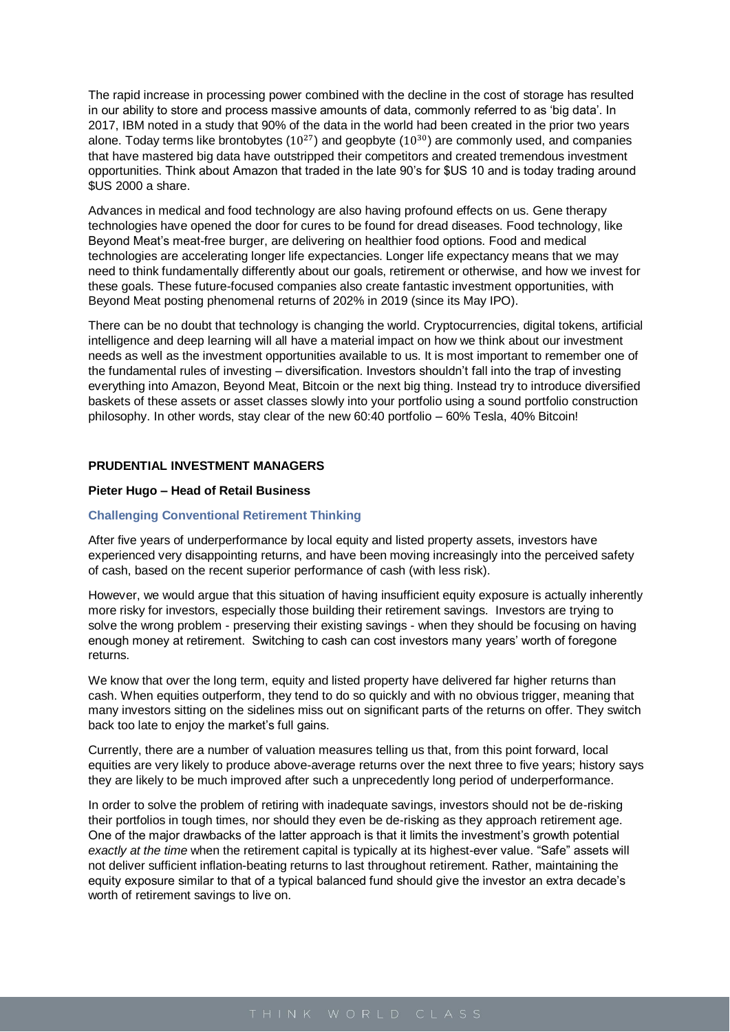The rapid increase in processing power combined with the decline in the cost of storage has resulted in our ability to store and process massive amounts of data, commonly referred to as 'big data'. In 2017, IBM noted in a study that 90% of the data in the world had been created in the prior two years alone. Today terms like brontobytes ($10^{27}$) and geopbyte ($10^{30}$) are commonly used, and companies that have mastered big data have outstripped their competitors and created tremendous investment opportunities. Think about Amazon that traded in the late 90's for $US 10 and is today trading around $US 2000 a share.

Advances in medical and food technology are also having profound effects on us. Gene therapy technologies have opened the door for cures to be found for dread diseases. Food technology, like Beyond Meat's meat-free burger, are delivering on healthier food options. Food and medical technologies are accelerating longer life expectancies. Longer life expectancy means that we may need to think fundamentally differently about our goals, retirement or otherwise, and how we invest for these goals. These future-focused companies also create fantastic investment opportunities, with Beyond Meat posting phenomenal returns of 202% in 2019 (since its May IPO).

There can be no doubt that technology is changing the world. Cryptocurrencies, digital tokens, artificial intelligence and deep learning will all have a material impact on how we think about our investment needs as well as the investment opportunities available to us. It is most important to remember one of the fundamental rules of investing – diversification. Investors shouldn't fall into the trap of investing everything into Amazon, Beyond Meat, Bitcoin or the next big thing. Instead try to introduce diversified baskets of these assets or asset classes slowly into your portfolio using a sound portfolio construction philosophy. In other words, stay clear of the new 60:40 portfolio – 60% Tesla, 40% Bitcoin!

**PRUDENTIAL INVESTMENT MANAGERS**

**Pieter Hugo – Head of Retail Business**

### Challenging Conventional Retirement Thinking

After five years of underperformance by local equity and listed property assets, investors have experienced very disappointing returns, and have been moving increasingly into the perceived safety of cash, based on the recent superior performance of cash (with less risk).

However, we would argue that this situation of having insufficient equity exposure is actually inherently more risky for investors, especially those building their retirement savings. Investors are trying to solve the wrong problem - preserving their existing savings - when they should be focusing on having enough money at retirement. Switching to cash can cost investors many years' worth of foregone returns.

We know that over the long term, equity and listed property have delivered far higher returns than cash. When equities outperform, they tend to do so quickly and with no obvious trigger, meaning that many investors sitting on the sidelines miss out on significant parts of the returns on offer. They switch back too late to enjoy the market's full gains.

Currently, there are a number of valuation measures telling us that, from this point forward, local equities are very likely to produce above-average returns over the next three to five years; history says they are likely to be much improved after such a unprecedently long period of underperformance.

In order to solve the problem of retiring with inadequate savings, investors should not be de-risking their portfolios in tough times, nor should they even be de-risking as they approach retirement age. One of the major drawbacks of the latter approach is that it limits the investment's growth potential *exactly at the time* when the retirement capital is typically at its highest-ever value. "Safe" assets will not deliver sufficient inflation-beating returns to last throughout retirement. Rather, maintaining the equity exposure similar to that of a typical balanced fund should give the investor an extra decade's worth of retirement savings to live on.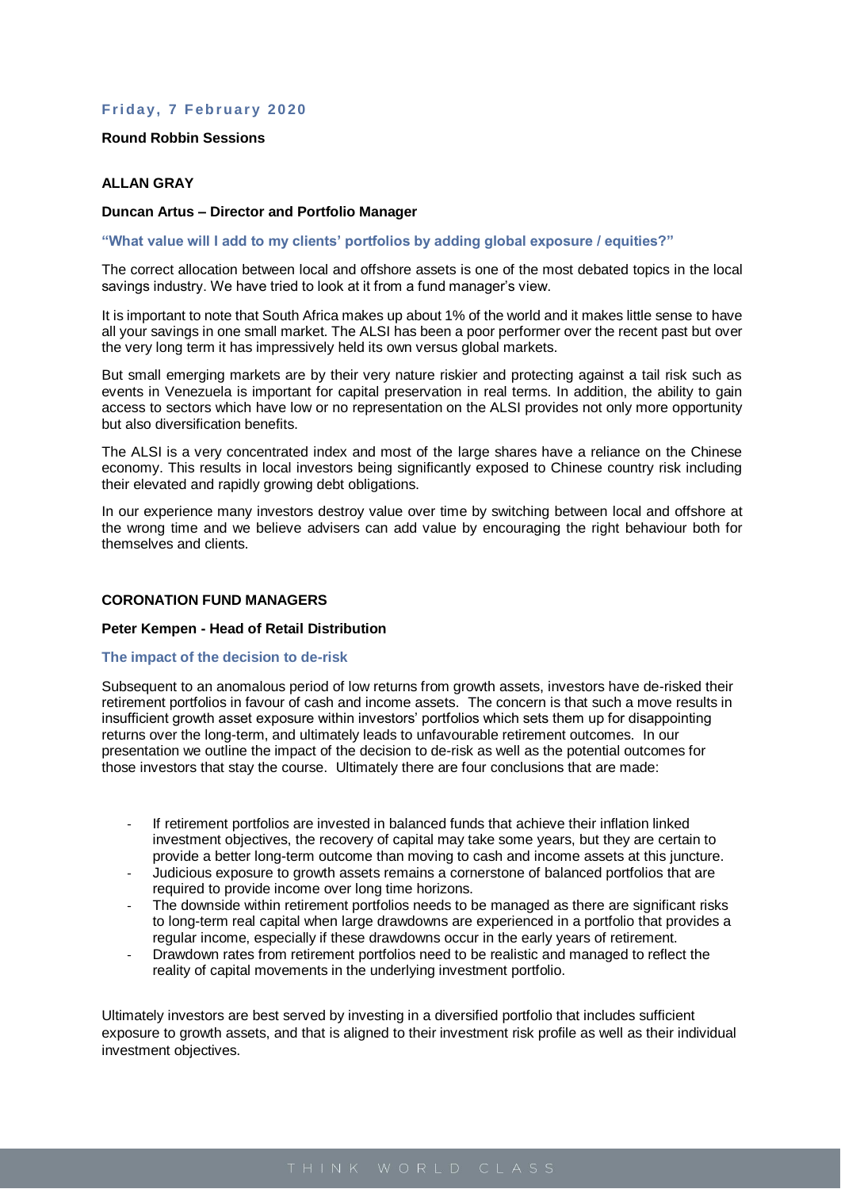**Friday, 7 February 2020**

**Round Robbin Sessions**

## ALLAN GRAY

**Duncan Artus – Director and Portfolio Manager**

### "What value will I add to my clients' portfolios by adding global exposure / equities?"

The correct allocation between local and offshore assets is one of the most debated topics in the local savings industry. We have tried to look at it from a fund manager's view.

It is important to note that South Africa makes up about 1% of the world and it makes little sense to have all your savings in one small market. The ALSI has been a poor performer over the recent past but over the very long term it has impressively held its own versus global markets.

But small emerging markets are by their very nature riskier and protecting against a tail risk such as events in Venezuela is important for capital preservation in real terms. In addition, the ability to gain access to sectors which have low or no representation on the ALSI provides not only more opportunity but also diversification benefits.

The ALSI is a very concentrated index and most of the large shares have a reliance on the Chinese economy. This results in local investors being significantly exposed to Chinese country risk including their elevated and rapidly growing debt obligations.

In our experience many investors destroy value over time by switching between local and offshore at the wrong time and we believe advisers can add value by encouraging the right behaviour both for themselves and clients.

## CORONATION FUND MANAGERS

**Peter Kempen - Head of Retail Distribution**

### The impact of the decision to de-risk

Subsequent to an anomalous period of low returns from growth assets, investors have de-risked their retirement portfolios in favour of cash and income assets. The concern is that such a move results in insufficient growth asset exposure within investors' portfolios which sets them up for disappointing returns over the long-term, and ultimately leads to unfavourable retirement outcomes. In our presentation we outline the impact of the decision to de-risk as well as the potential outcomes for those investors that stay the course. Ultimately there are four conclusions that are made:

- If retirement portfolios are invested in balanced funds that achieve their inflation linked investment objectives, the recovery of capital may take some years, but they are certain to provide a better long-term outcome than moving to cash and income assets at this juncture.
- Judicious exposure to growth assets remains a cornerstone of balanced portfolios that are required to provide income over long time horizons.
- The downside within retirement portfolios needs to be managed as there are significant risks to long-term real capital when large drawdowns are experienced in a portfolio that provides a regular income, especially if these drawdowns occur in the early years of retirement.
- Drawdown rates from retirement portfolios need to be realistic and managed to reflect the reality of capital movements in the underlying investment portfolio.

Ultimately investors are best served by investing in a diversified portfolio that includes sufficient exposure to growth assets, and that is aligned to their investment risk profile as well as their individual investment objectives.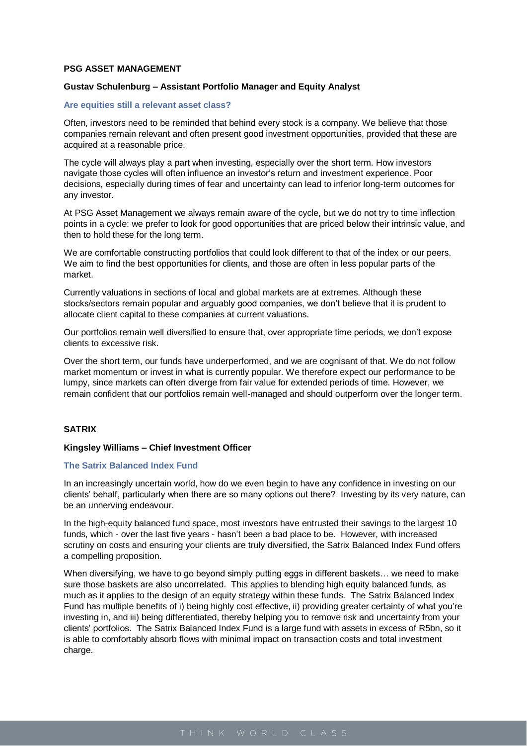**PSG ASSET MANAGEMENT**

**Gustav Schulenburg – Assistant Portfolio Manager and Equity Analyst**

**Are equities still a relevant asset class?**

Often, investors need to be reminded that behind every stock is a company. We believe that those companies remain relevant and often present good investment opportunities, provided that these are acquired at a reasonable price.

The cycle will always play a part when investing, especially over the short term. How investors navigate those cycles will often influence an investor's return and investment experience. Poor decisions, especially during times of fear and uncertainty can lead to inferior long-term outcomes for any investor.

At PSG Asset Management we always remain aware of the cycle, but we do not try to time inflection points in a cycle: we prefer to look for good opportunities that are priced below their intrinsic value, and then to hold these for the long term.

We are comfortable constructing portfolios that could look different to that of the index or our peers. We aim to find the best opportunities for clients, and those are often in less popular parts of the market.

Currently valuations in sections of local and global markets are at extremes. Although these stocks/sectors remain popular and arguably good companies, we don't believe that it is prudent to allocate client capital to these companies at current valuations.

Our portfolios remain well diversified to ensure that, over appropriate time periods, we don't expose clients to excessive risk.

Over the short term, our funds have underperformed, and we are cognisant of that. We do not follow market momentum or invest in what is currently popular. We therefore expect our performance to be lumpy, since markets can often diverge from fair value for extended periods of time. However, we remain confident that our portfolios remain well-managed and should outperform over the longer term.

**SATRIX**

**Kingsley Williams – Chief Investment Officer**

**The Satrix Balanced Index Fund**

In an increasingly uncertain world, how do we even begin to have any confidence in investing on our clients' behalf, particularly when there are so many options out there? Investing by its very nature, can be an unnerving endeavour.

In the high-equity balanced fund space, most investors have entrusted their savings to the largest 10 funds, which - over the last five years - hasn't been a bad place to be. However, with increased scrutiny on costs and ensuring your clients are truly diversified, the Satrix Balanced Index Fund offers a compelling proposition.

When diversifying, we have to go beyond simply putting eggs in different baskets… we need to make sure those baskets are also uncorrelated. This applies to blending high equity balanced funds, as much as it applies to the design of an equity strategy within these funds. The Satrix Balanced Index Fund has multiple benefits of i) being highly cost effective, ii) providing greater certainty of what you're investing in, and iii) being differentiated, thereby helping you to remove risk and uncertainty from your clients' portfolios. The Satrix Balanced Index Fund is a large fund with assets in excess of R5bn, so it is able to comfortably absorb flows with minimal impact on transaction costs and total investment charge.